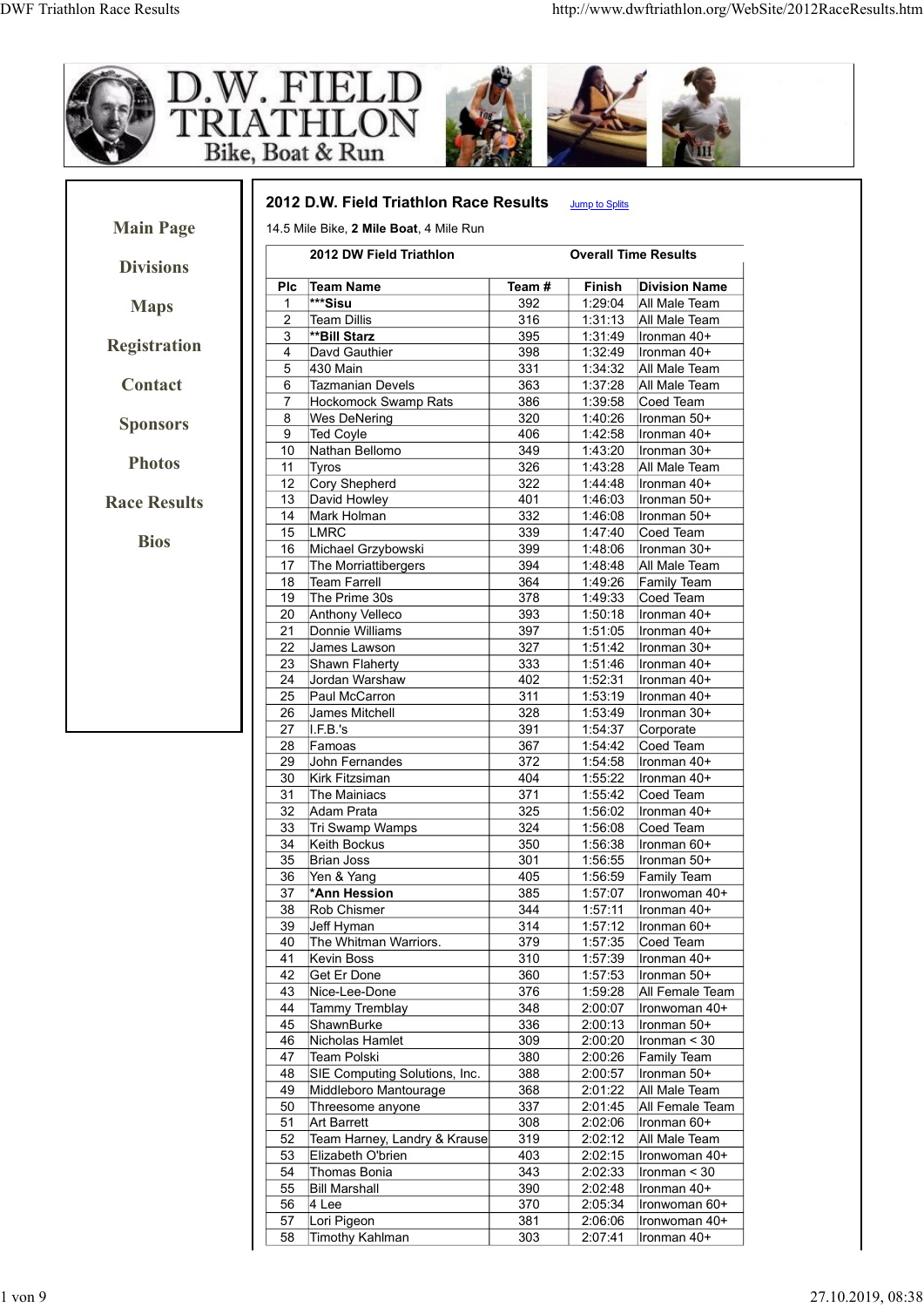Main Page

Divisions

Maps

Registration

Contact

Sponsors

Photos

Race Results

Bios

## 2012 D.W. Field Triathlon Race Results

[Jump to Splits](http://www.dwftriathlon.org/WebSite/2012RaceResults.htm)

14.5 Mile Bike, **2 Mile Boat**, 4 Mile Run

| 2012 DW Field Triathlon | | | Overall Time Results | |
|---|---|---|---|---|
| **Plc** | **Team Name** | **Team #** | **Finish** | **Division Name** |
| 1 | **\*\*\*Sisu** | 392 | 1:29:04 | All Male Team |
| 2 | Team Dillis | 316 | 1:31:13 | All Male Team |
| 3 | **\*\*Bill Starz** | 395 | 1:31:49 | Ironman 40+ |
| 4 | Davd Gauthier | 398 | 1:32:49 | Ironman 40+ |
| 5 | 430 Main | 331 | 1:34:32 | All Male Team |
| 6 | Tazmanian Devels | 363 | 1:37:28 | All Male Team |
| 7 | Hockomock Swamp Rats | 386 | 1:39:58 | Coed Team |
| 8 | Wes DeNering | 320 | 1:40:26 | Ironman 50+ |
| 9 | Ted Coyle | 406 | 1:42:58 | Ironman 40+ |
| 10 | Nathan Bellomo | 349 | 1:43:20 | Ironman 30+ |
| 11 | Tyros | 326 | 1:43:28 | All Male Team |
| 12 | Cory Shepherd | 322 | 1:44:48 | Ironman 40+ |
| 13 | David Howley | 401 | 1:46:03 | Ironman 50+ |
| 14 | Mark Holman | 332 | 1:46:08 | Ironman 50+ |
| 15 | LMRC | 339 | 1:47:40 | Coed Team |
| 16 | Michael Grzybowski | 399 | 1:48:06 | Ironman 30+ |
| 17 | The Morriattibergers | 394 | 1:48:48 | All Male Team |
| 18 | Team Farrell | 364 | 1:49:26 | Family Team |
| 19 | The Prime 30s | 378 | 1:49:33 | Coed Team |
| 20 | Anthony Velleco | 393 | 1:50:18 | Ironman 40+ |
| 21 | Donnie Williams | 397 | 1:51:05 | Ironman 40+ |
| 22 | James Lawson | 327 | 1:51:42 | Ironman 30+ |
| 23 | Shawn Flaherty | 333 | 1:51:46 | Ironman 40+ |
| 24 | Jordan Warshaw | 402 | 1:52:31 | Ironman 40+ |
| 25 | Paul McCarron | 311 | 1:53:19 | Ironman 40+ |
| 26 | James Mitchell | 328 | 1:53:49 | Ironman 30+ |
| 27 | I.F.B.'s | 391 | 1:54:37 | Corporate |
| 28 | Famoas | 367 | 1:54:42 | Coed Team |
| 29 | John Fernandes | 372 | 1:54:58 | Ironman 40+ |
| 30 | Kirk Fitzsiman | 404 | 1:55:22 | Ironman 40+ |
| 31 | The Mainiacs | 371 | 1:55:42 | Coed Team |
| 32 | Adam Prata | 325 | 1:56:02 | Ironman 40+ |
| 33 | Tri Swamp Wamps | 324 | 1:56:08 | Coed Team |
| 34 | Keith Bockus | 350 | 1:56:38 | Ironman 60+ |
| 35 | Brian Joss | 301 | 1:56:55 | Ironman 50+ |
| 36 | Yen & Yang | 405 | 1:56:59 | Family Team |
| 37 | **\*Ann Hession** | 385 | 1:57:07 | Ironwoman 40+ |
| 38 | Rob Chismer | 344 | 1:57:11 | Ironman 40+ |
| 39 | Jeff Hyman | 314 | 1:57:12 | Ironman 60+ |
| 40 | The Whitman Warriors. | 379 | 1:57:35 | Coed Team |
| 41 | Kevin Boss | 310 | 1:57:39 | Ironman 40+ |
| 42 | Get Er Done | 360 | 1:57:53 | Ironman 50+ |
| 43 | Nice-Lee-Done | 376 | 1:59:28 | All Female Team |
| 44 | Tammy Tremblay | 348 | 2:00:07 | Ironwoman 40+ |
| 45 | ShawnBurke | 336 | 2:00:13 | Ironman 50+ |
| 46 | Nicholas Hamlet | 309 | 2:00:20 | Ironman < 30 |
| 47 | Team Polski | 380 | 2:00:26 | Family Team |
| 48 | SIE Computing Solutions, Inc. | 388 | 2:00:57 | Ironman 50+ |
| 49 | Middleboro Mantourage | 368 | 2:01:22 | All Male Team |
| 50 | Threesome anyone | 337 | 2:01:45 | All Female Team |
| 51 | Art Barrett | 308 | 2:02:06 | Ironman 60+ |
| 52 | Team Harney, Landry & Krause | 319 | 2:02:12 | All Male Team |
| 53 | Elizabeth O'brien | 403 | 2:02:15 | Ironwoman 40+ |
| 54 | Thomas Bonia | 343 | 2:02:33 | Ironman < 30 |
| 55 | Bill Marshall | 390 | 2:02:48 | Ironman 40+ |
| 56 | 4 Lee | 370 | 2:05:34 | Ironwoman 60+ |
| 57 | Lori Pigeon | 381 | 2:06:06 | Ironwoman 40+ |
| 58 | Timothy Kahlman | 303 | 2:07:41 | Ironman 40+ |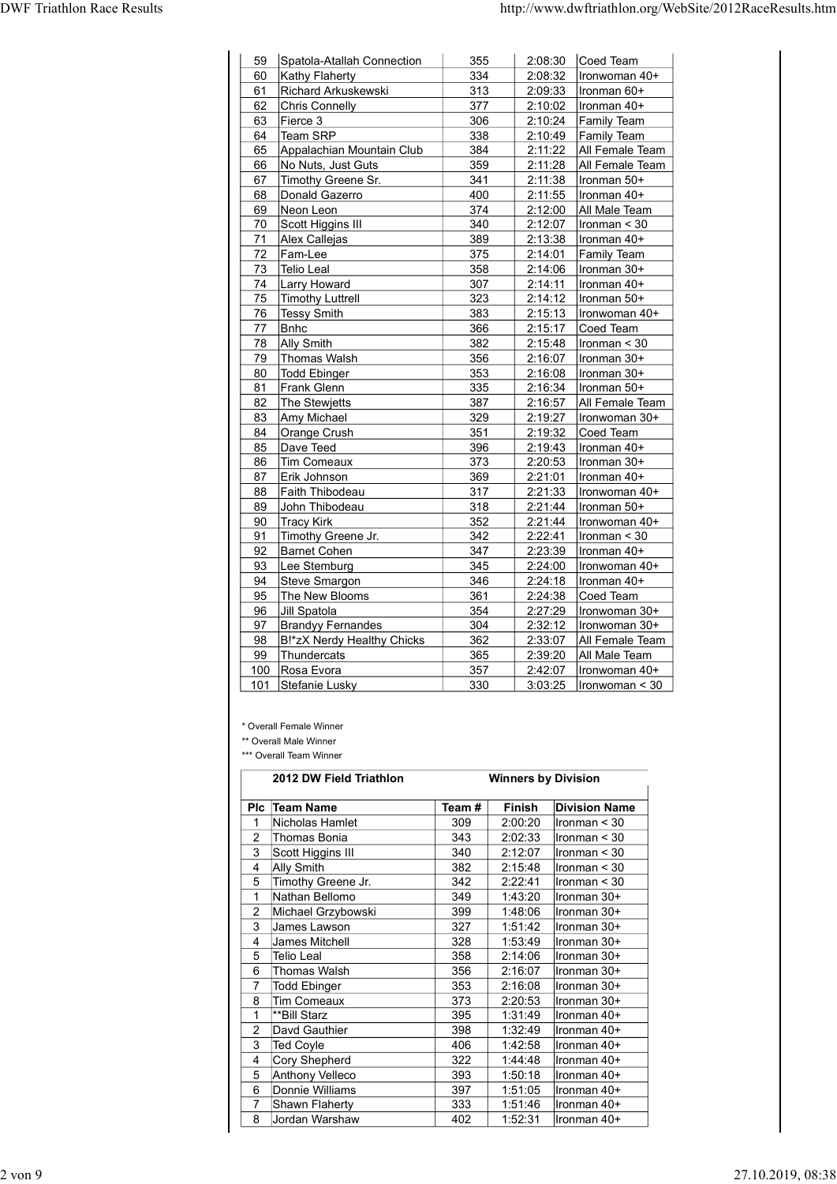| | | | | |
|---|---|---|---|---|
| 59 | Spatola-Atallah Connection | 355 | 2:08:30 | Coed Team |
| 60 | Kathy Flaherty | 334 | 2:08:32 | Ironwoman 40+ |
| 61 | Richard Arkuskewski | 313 | 2:09:33 | Ironman 60+ |
| 62 | Chris Connelly | 377 | 2:10:02 | Ironman 40+ |
| 63 | Fierce 3 | 306 | 2:10:24 | Family Team |
| 64 | Team SRP | 338 | 2:10:49 | Family Team |
| 65 | Appalachian Mountain Club | 384 | 2:11:22 | All Female Team |
| 66 | No Nuts, Just Guts | 359 | 2:11:28 | All Female Team |
| 67 | Timothy Greene Sr. | 341 | 2:11:38 | Ironman 50+ |
| 68 | Donald Gazerro | 400 | 2:11:55 | Ironman 40+ |
| 69 | Neon Leon | 374 | 2:12:00 | All Male Team |
| 70 | Scott Higgins III | 340 | 2:12:07 | Ironman < 30 |
| 71 | Alex Callejas | 389 | 2:13:38 | Ironman 40+ |
| 72 | Fam-Lee | 375 | 2:14:01 | Family Team |
| 73 | Telio Leal | 358 | 2:14:06 | Ironman 30+ |
| 74 | Larry Howard | 307 | 2:14:11 | Ironman 40+ |
| 75 | Timothy Luttrell | 323 | 2:14:12 | Ironman 50+ |
| 76 | Tessy Smith | 383 | 2:15:13 | Ironwoman 40+ |
| 77 | Bnhc | 366 | 2:15:17 | Coed Team |
| 78 | Ally Smith | 382 | 2:15:48 | Ironman < 30 |
| 79 | Thomas Walsh | 356 | 2:16:07 | Ironman 30+ |
| 80 | Todd Ebinger | 353 | 2:16:08 | Ironman 30+ |
| 81 | Frank Glenn | 335 | 2:16:34 | Ironman 50+ |
| 82 | The Stewjetts | 387 | 2:16:57 | All Female Team |
| 83 | Amy Michael | 329 | 2:19:27 | Ironwoman 30+ |
| 84 | Orange Crush | 351 | 2:19:32 | Coed Team |
| 85 | Dave Teed | 396 | 2:19:43 | Ironman 40+ |
| 86 | Tim Comeaux | 373 | 2:20:53 | Ironman 30+ |
| 87 | Erik Johnson | 369 | 2:21:01 | Ironman 40+ |
| 88 | Faith Thibodeau | 317 | 2:21:33 | Ironwoman 40+ |
| 89 | John Thibodeau | 318 | 2:21:44 | Ironman 50+ |
| 90 | Tracy Kirk | 352 | 2:21:44 | Ironwoman 40+ |
| 91 | Timothy Greene Jr. | 342 | 2:22:41 | Ironman < 30 |
| 92 | Barnet Cohen | 347 | 2:23:39 | Ironman 40+ |
| 93 | Lee Stemburg | 345 | 2:24:00 | Ironwoman 40+ |
| 94 | Steve Smargon | 346 | 2:24:18 | Ironman 40+ |
| 95 | The New Blooms | 361 | 2:24:38 | Coed Team |
| 96 | Jill Spatola | 354 | 2:27:29 | Ironwoman 30+ |
| 97 | Brandyy Fernandes | 304 | 2:32:12 | Ironwoman 30+ |
| 98 | B!*zX Nerdy Healthy Chicks | 362 | 2:33:07 | All Female Team |
| 99 | Thundercats | 365 | 2:39:20 | All Male Team |
| 100 | Rosa Evora | 357 | 2:42:07 | Ironwoman 40+ |
| 101 | Stefanie Lusky | 330 | 3:03:25 | Ironwoman < 30 |

\* Overall Female Winner

** Overall Male Winner

*** Overall Team Winner

**2012 DW Field Triathlon — Winners by Division**

| Plc | Team Name | Team # | Finish | Division Name |
|---|---|---|---|---|
| 1 | Nicholas Hamlet | 309 | 2:00:20 | Ironman < 30 |
| 2 | Thomas Bonia | 343 | 2:02:33 | Ironman < 30 |
| 3 | Scott Higgins III | 340 | 2:12:07 | Ironman < 30 |
| 4 | Ally Smith | 382 | 2:15:48 | Ironman < 30 |
| 5 | Timothy Greene Jr. | 342 | 2:22:41 | Ironman < 30 |
| 1 | Nathan Bellomo | 349 | 1:43:20 | Ironman 30+ |
| 2 | Michael Grzybowski | 399 | 1:48:06 | Ironman 30+ |
| 3 | James Lawson | 327 | 1:51:42 | Ironman 30+ |
| 4 | James Mitchell | 328 | 1:53:49 | Ironman 30+ |
| 5 | Telio Leal | 358 | 2:14:06 | Ironman 30+ |
| 6 | Thomas Walsh | 356 | 2:16:07 | Ironman 30+ |
| 7 | Todd Ebinger | 353 | 2:16:08 | Ironman 30+ |
| 8 | Tim Comeaux | 373 | 2:20:53 | Ironman 30+ |
| 1 | **Bill Starz | 395 | 1:31:49 | Ironman 40+ |
| 2 | Davd Gauthier | 398 | 1:32:49 | Ironman 40+ |
| 3 | Ted Coyle | 406 | 1:42:58 | Ironman 40+ |
| 4 | Cory Shepherd | 322 | 1:44:48 | Ironman 40+ |
| 5 | Anthony Velleco | 393 | 1:50:18 | Ironman 40+ |
| 6 | Donnie Williams | 397 | 1:51:05 | Ironman 40+ |
| 7 | Shawn Flaherty | 333 | 1:51:46 | Ironman 40+ |
| 8 | Jordan Warshaw | 402 | 1:52:31 | Ironman 40+ |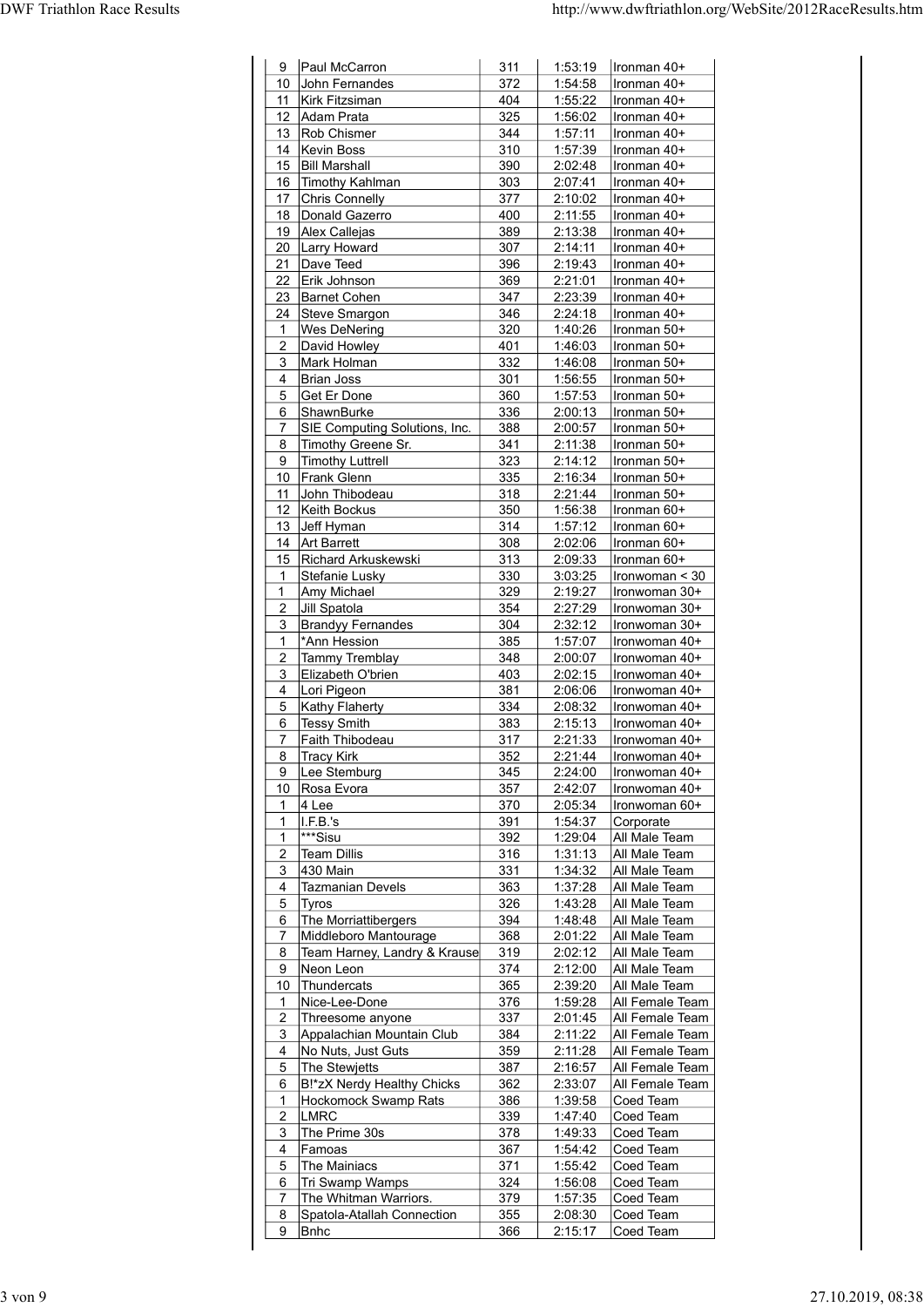| | | | | |
|---|---|---|---|---|
| 9 | Paul McCarron | 311 | 1:53:19 | Ironman 40+ |
| 10 | John Fernandes | 372 | 1:54:58 | Ironman 40+ |
| 11 | Kirk Fitzsiman | 404 | 1:55:22 | Ironman 40+ |
| 12 | Adam Prata | 325 | 1:56:02 | Ironman 40+ |
| 13 | Rob Chismer | 344 | 1:57:11 | Ironman 40+ |
| 14 | Kevin Boss | 310 | 1:57:39 | Ironman 40+ |
| 15 | Bill Marshall | 390 | 2:02:48 | Ironman 40+ |
| 16 | Timothy Kahlman | 303 | 2:07:41 | Ironman 40+ |
| 17 | Chris Connelly | 377 | 2:10:02 | Ironman 40+ |
| 18 | Donald Gazerro | 400 | 2:11:55 | Ironman 40+ |
| 19 | Alex Callejas | 389 | 2:13:38 | Ironman 40+ |
| 20 | Larry Howard | 307 | 2:14:11 | Ironman 40+ |
| 21 | Dave Teed | 396 | 2:19:43 | Ironman 40+ |
| 22 | Erik Johnson | 369 | 2:21:01 | Ironman 40+ |
| 23 | Barnet Cohen | 347 | 2:23:39 | Ironman 40+ |
| 24 | Steve Smargon | 346 | 2:24:18 | Ironman 40+ |
| 1 | Wes DeNering | 320 | 1:40:26 | Ironman 50+ |
| 2 | David Howley | 401 | 1:46:03 | Ironman 50+ |
| 3 | Mark Holman | 332 | 1:46:08 | Ironman 50+ |
| 4 | Brian Joss | 301 | 1:56:55 | Ironman 50+ |
| 5 | Get Er Done | 360 | 1:57:53 | Ironman 50+ |
| 6 | ShawnBurke | 336 | 2:00:13 | Ironman 50+ |
| 7 | SIE Computing Solutions, Inc. | 388 | 2:00:57 | Ironman 50+ |
| 8 | Timothy Greene Sr. | 341 | 2:11:38 | Ironman 50+ |
| 9 | Timothy Luttrell | 323 | 2:14:12 | Ironman 50+ |
| 10 | Frank Glenn | 335 | 2:16:34 | Ironman 50+ |
| 11 | John Thibodeau | 318 | 2:21:44 | Ironman 50+ |
| 12 | Keith Bockus | 350 | 1:56:38 | Ironman 60+ |
| 13 | Jeff Hyman | 314 | 1:57:12 | Ironman 60+ |
| 14 | Art Barrett | 308 | 2:02:06 | Ironman 60+ |
| 15 | Richard Arkuskewski | 313 | 2:09:33 | Ironman 60+ |
| 1 | Stefanie Lusky | 330 | 3:03:25 | Ironwoman < 30 |
| 1 | Amy Michael | 329 | 2:19:27 | Ironwoman 30+ |
| 2 | Jill Spatola | 354 | 2:27:29 | Ironwoman 30+ |
| 3 | Brandyy Fernandes | 304 | 2:32:12 | Ironwoman 30+ |
| 1 | *Ann Hession | 385 | 1:57:07 | Ironwoman 40+ |
| 2 | Tammy Tremblay | 348 | 2:00:07 | Ironwoman 40+ |
| 3 | Elizabeth O'brien | 403 | 2:02:15 | Ironwoman 40+ |
| 4 | Lori Pigeon | 381 | 2:06:06 | Ironwoman 40+ |
| 5 | Kathy Flaherty | 334 | 2:08:32 | Ironwoman 40+ |
| 6 | Tessy Smith | 383 | 2:15:13 | Ironwoman 40+ |
| 7 | Faith Thibodeau | 317 | 2:21:33 | Ironwoman 40+ |
| 8 | Tracy Kirk | 352 | 2:21:44 | Ironwoman 40+ |
| 9 | Lee Stemburg | 345 | 2:24:00 | Ironwoman 40+ |
| 10 | Rosa Evora | 357 | 2:42:07 | Ironwoman 40+ |
| 1 | 4 Lee | 370 | 2:05:34 | Ironwoman 60+ |
| 1 | I.F.B.'s | 391 | 1:54:37 | Corporate |
| 1 | ***Sisu | 392 | 1:29:04 | All Male Team |
| 2 | Team Dillis | 316 | 1:31:13 | All Male Team |
| 3 | 430 Main | 331 | 1:34:32 | All Male Team |
| 4 | Tazmanian Devels | 363 | 1:37:28 | All Male Team |
| 5 | Tyros | 326 | 1:43:28 | All Male Team |
| 6 | The Morriattibergers | 394 | 1:48:48 | All Male Team |
| 7 | Middleboro Mantourage | 368 | 2:01:22 | All Male Team |
| 8 | Team Harney, Landry & Krause | 319 | 2:02:12 | All Male Team |
| 9 | Neon Leon | 374 | 2:12:00 | All Male Team |
| 10 | Thundercats | 365 | 2:39:20 | All Male Team |
| 1 | Nice-Lee-Done | 376 | 1:59:28 | All Female Team |
| 2 | Threesome anyone | 337 | 2:01:45 | All Female Team |
| 3 | Appalachian Mountain Club | 384 | 2:11:22 | All Female Team |
| 4 | No Nuts, Just Guts | 359 | 2:11:28 | All Female Team |
| 5 | The Stewjetts | 387 | 2:16:57 | All Female Team |
| 6 | B!*zX Nerdy Healthy Chicks | 362 | 2:33:07 | All Female Team |
| 1 | Hockomock Swamp Rats | 386 | 1:39:58 | Coed Team |
| 2 | LMRC | 339 | 1:47:40 | Coed Team |
| 3 | The Prime 30s | 378 | 1:49:33 | Coed Team |
| 4 | Famoas | 367 | 1:54:42 | Coed Team |
| 5 | The Mainiacs | 371 | 1:55:42 | Coed Team |
| 6 | Tri Swamp Wamps | 324 | 1:56:08 | Coed Team |
| 7 | The Whitman Warriors. | 379 | 1:57:35 | Coed Team |
| 8 | Spatola-Atallah Connection | 355 | 2:08:30 | Coed Team |
| 9 | Bnhc | 366 | 2:15:17 | Coed Team |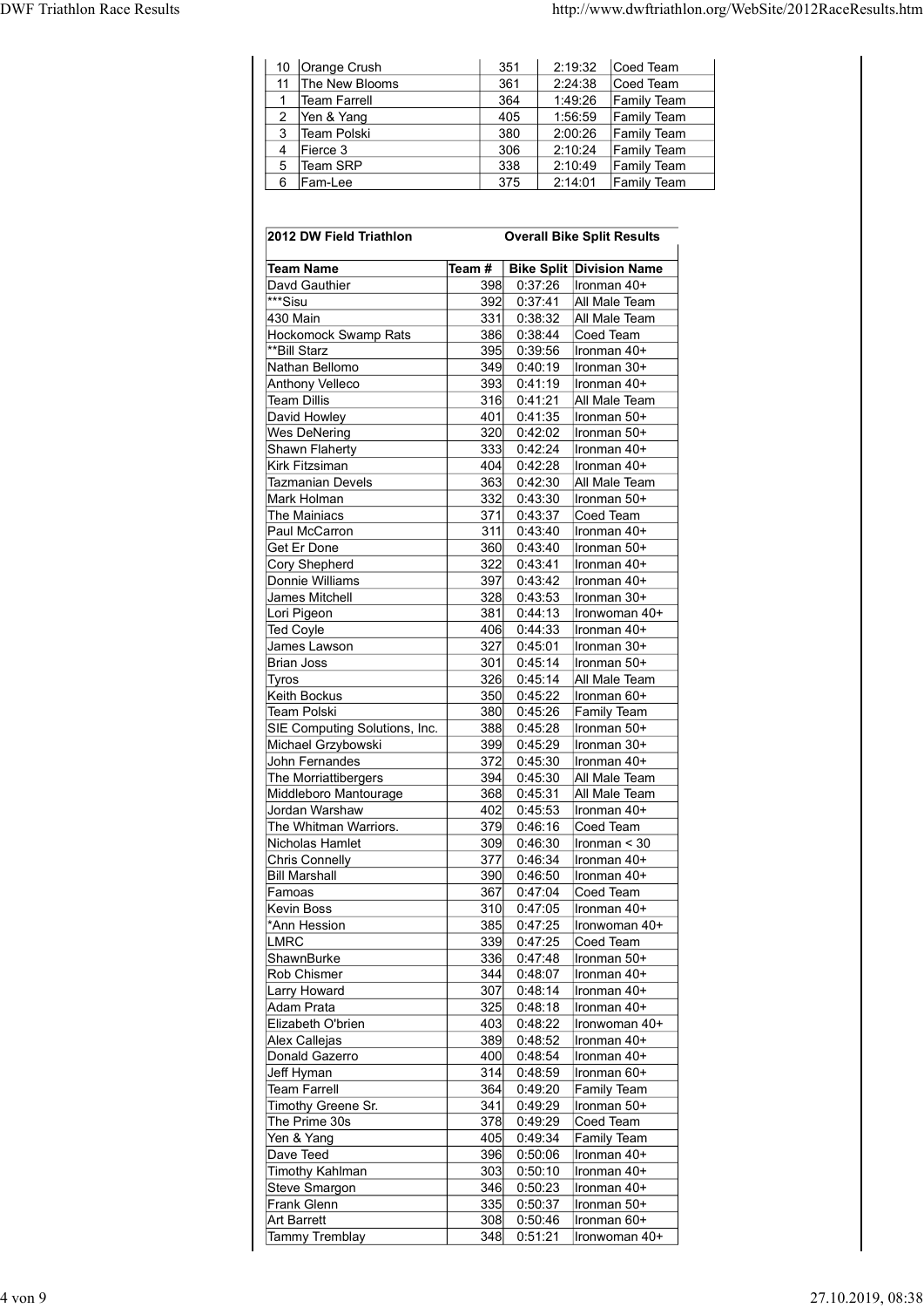| | | | | |
|---|---|---|---|---|
| 10 | Orange Crush | 351 | 2:19:32 | Coed Team |
| 11 | The New Blooms | 361 | 2:24:38 | Coed Team |
| 1 | Team Farrell | 364 | 1:49:26 | Family Team |
| 2 | Yen & Yang | 405 | 1:56:59 | Family Team |
| 3 | Team Polski | 380 | 2:00:26 | Family Team |
| 4 | Fierce 3 | 306 | 2:10:24 | Family Team |
| 5 | Team SRP | 338 | 2:10:49 | Family Team |
| 6 | Fam-Lee | 375 | 2:14:01 | Family Team |

**2012 DW Field Triathlon** — **Overall Bike Split Results**

| Team Name | Team # | Bike Split | Division Name |
|---|---|---|---|
| Davd Gauthier | 398 | 0:37:26 | Ironman 40+ |
| ***Sisu | 392 | 0:37:41 | All Male Team |
| 430 Main | 331 | 0:38:32 | All Male Team |
| Hockomock Swamp Rats | 386 | 0:38:44 | Coed Team |
| **Bill Starz | 395 | 0:39:56 | Ironman 40+ |
| Nathan Bellomo | 349 | 0:40:19 | Ironman 30+ |
| Anthony Velleco | 393 | 0:41:19 | Ironman 40+ |
| Team Dillis | 316 | 0:41:21 | All Male Team |
| David Howley | 401 | 0:41:35 | Ironman 50+ |
| Wes DeNering | 320 | 0:42:02 | Ironman 50+ |
| Shawn Flaherty | 333 | 0:42:24 | Ironman 40+ |
| Kirk Fitzsiman | 404 | 0:42:28 | Ironman 40+ |
| Tazmanian Devels | 363 | 0:42:30 | All Male Team |
| Mark Holman | 332 | 0:43:30 | Ironman 50+ |
| The Mainiacs | 371 | 0:43:37 | Coed Team |
| Paul McCarron | 311 | 0:43:40 | Ironman 40+ |
| Get Er Done | 360 | 0:43:40 | Ironman 50+ |
| Cory Shepherd | 322 | 0:43:41 | Ironman 40+ |
| Donnie Williams | 397 | 0:43:42 | Ironman 40+ |
| James Mitchell | 328 | 0:43:53 | Ironman 30+ |
| Lori Pigeon | 381 | 0:44:13 | Ironwoman 40+ |
| Ted Coyle | 406 | 0:44:33 | Ironman 40+ |
| James Lawson | 327 | 0:45:01 | Ironman 30+ |
| Brian Joss | 301 | 0:45:14 | Ironman 50+ |
| Tyros | 326 | 0:45:14 | All Male Team |
| Keith Bockus | 350 | 0:45:22 | Ironman 60+ |
| Team Polski | 380 | 0:45:26 | Family Team |
| SIE Computing Solutions, Inc. | 388 | 0:45:28 | Ironman 50+ |
| Michael Grzybowski | 399 | 0:45:29 | Ironman 30+ |
| John Fernandes | 372 | 0:45:30 | Ironman 40+ |
| The Morriattibergers | 394 | 0:45:30 | All Male Team |
| Middleboro Mantourage | 368 | 0:45:31 | All Male Team |
| Jordan Warshaw | 402 | 0:45:53 | Ironman 40+ |
| The Whitman Warriors. | 379 | 0:46:16 | Coed Team |
| Nicholas Hamlet | 309 | 0:46:30 | Ironman < 30 |
| Chris Connelly | 377 | 0:46:34 | Ironman 40+ |
| Bill Marshall | 390 | 0:46:50 | Ironman 40+ |
| Famoas | 367 | 0:47:04 | Coed Team |
| Kevin Boss | 310 | 0:47:05 | Ironman 40+ |
| *Ann Hession | 385 | 0:47:25 | Ironwoman 40+ |
| LMRC | 339 | 0:47:25 | Coed Team |
| ShawnBurke | 336 | 0:47:48 | Ironman 50+ |
| Rob Chismer | 344 | 0:48:07 | Ironman 40+ |
| Larry Howard | 307 | 0:48:14 | Ironman 40+ |
| Adam Prata | 325 | 0:48:18 | Ironman 40+ |
| Elizabeth O'brien | 403 | 0:48:22 | Ironwoman 40+ |
| Alex Callejas | 389 | 0:48:52 | Ironman 40+ |
| Donald Gazerro | 400 | 0:48:54 | Ironman 40+ |
| Jeff Hyman | 314 | 0:48:59 | Ironman 60+ |
| Team Farrell | 364 | 0:49:20 | Family Team |
| Timothy Greene Sr. | 341 | 0:49:29 | Ironman 50+ |
| The Prime 30s | 378 | 0:49:29 | Coed Team |
| Yen & Yang | 405 | 0:49:34 | Family Team |
| Dave Teed | 396 | 0:50:06 | Ironman 40+ |
| Timothy Kahlman | 303 | 0:50:10 | Ironman 40+ |
| Steve Smargon | 346 | 0:50:23 | Ironman 40+ |
| Frank Glenn | 335 | 0:50:37 | Ironman 50+ |
| Art Barrett | 308 | 0:50:46 | Ironman 60+ |
| Tammy Tremblay | 348 | 0:51:21 | Ironwoman 40+ |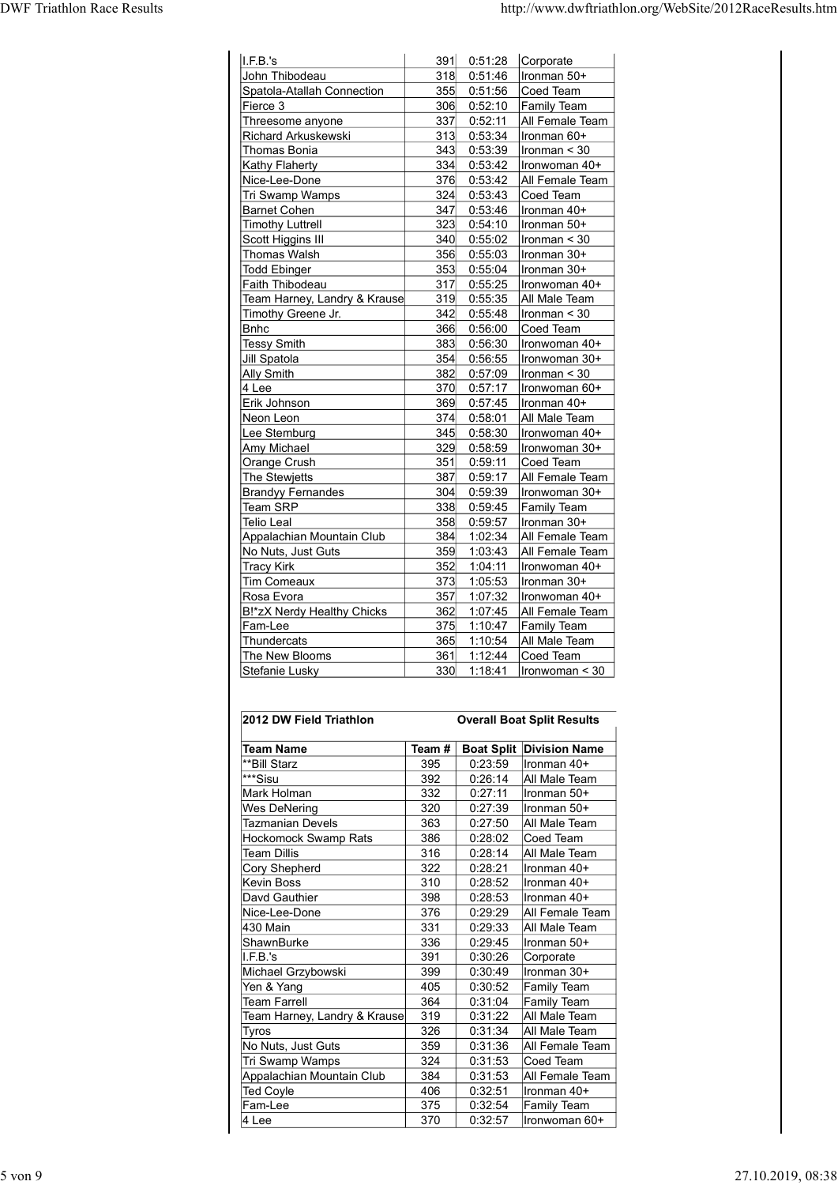| | | | |
|---|---|---|---|
| I.F.B.'s | 391 | 0:51:28 | Corporate |
| John Thibodeau | 318 | 0:51:46 | Ironman 50+ |
| Spatola-Atallah Connection | 355 | 0:51:56 | Coed Team |
| Fierce 3 | 306 | 0:52:10 | Family Team |
| Threesome anyone | 337 | 0:52:11 | All Female Team |
| Richard Arkuskewski | 313 | 0:53:34 | Ironman 60+ |
| Thomas Bonia | 343 | 0:53:39 | Ironman < 30 |
| Kathy Flaherty | 334 | 0:53:42 | Ironwoman 40+ |
| Nice-Lee-Done | 376 | 0:53:42 | All Female Team |
| Tri Swamp Wamps | 324 | 0:53:43 | Coed Team |
| Barnet Cohen | 347 | 0:53:46 | Ironman 40+ |
| Timothy Luttrell | 323 | 0:54:10 | Ironman 50+ |
| Scott Higgins III | 340 | 0:55:02 | Ironman < 30 |
| Thomas Walsh | 356 | 0:55:03 | Ironman 30+ |
| Todd Ebinger | 353 | 0:55:04 | Ironman 30+ |
| Faith Thibodeau | 317 | 0:55:25 | Ironwoman 40+ |
| Team Harney, Landry & Krause | 319 | 0:55:35 | All Male Team |
| Timothy Greene Jr. | 342 | 0:55:48 | Ironman < 30 |
| Bnhc | 366 | 0:56:00 | Coed Team |
| Tessy Smith | 383 | 0:56:30 | Ironwoman 40+ |
| Jill Spatola | 354 | 0:56:55 | Ironwoman 30+ |
| Ally Smith | 382 | 0:57:09 | Ironman < 30 |
| 4 Lee | 370 | 0:57:17 | Ironwoman 60+ |
| Erik Johnson | 369 | 0:57:45 | Ironman 40+ |
| Neon Leon | 374 | 0:58:01 | All Male Team |
| Lee Stemburg | 345 | 0:58:30 | Ironwoman 40+ |
| Amy Michael | 329 | 0:58:59 | Ironwoman 30+ |
| Orange Crush | 351 | 0:59:11 | Coed Team |
| The Stewjetts | 387 | 0:59:17 | All Female Team |
| Brandyy Fernandes | 304 | 0:59:39 | Ironwoman 30+ |
| Team SRP | 338 | 0:59:45 | Family Team |
| Telio Leal | 358 | 0:59:57 | Ironman 30+ |
| Appalachian Mountain Club | 384 | 1:02:34 | All Female Team |
| No Nuts, Just Guts | 359 | 1:03:43 | All Female Team |
| Tracy Kirk | 352 | 1:04:11 | Ironwoman 40+ |
| Tim Comeaux | 373 | 1:05:53 | Ironman 30+ |
| Rosa Evora | 357 | 1:07:32 | Ironwoman 40+ |
| B!*zX Nerdy Healthy Chicks | 362 | 1:07:45 | All Female Team |
| Fam-Lee | 375 | 1:10:47 | Family Team |
| Thundercats | 365 | 1:10:54 | All Male Team |
| The New Blooms | 361 | 1:12:44 | Coed Team |
| Stefanie Lusky | 330 | 1:18:41 | Ironwoman < 30 |

**2012 DW Field Triathlon** — **Overall Boat Split Results**

| Team Name | Team # | Boat Split | Division Name |
|---|---|---|---|
| **Bill Starz | 395 | 0:23:59 | Ironman 40+ |
| ***Sisu | 392 | 0:26:14 | All Male Team |
| Mark Holman | 332 | 0:27:11 | Ironman 50+ |
| Wes DeNering | 320 | 0:27:39 | Ironman 50+ |
| Tazmanian Devels | 363 | 0:27:50 | All Male Team |
| Hockomock Swamp Rats | 386 | 0:28:02 | Coed Team |
| Team Dillis | 316 | 0:28:14 | All Male Team |
| Cory Shepherd | 322 | 0:28:21 | Ironman 40+ |
| Kevin Boss | 310 | 0:28:52 | Ironman 40+ |
| Davd Gauthier | 398 | 0:28:53 | Ironman 40+ |
| Nice-Lee-Done | 376 | 0:29:29 | All Female Team |
| 430 Main | 331 | 0:29:33 | All Male Team |
| ShawnBurke | 336 | 0:29:45 | Ironman 50+ |
| I.F.B.'s | 391 | 0:30:26 | Corporate |
| Michael Grzybowski | 399 | 0:30:49 | Ironman 30+ |
| Yen & Yang | 405 | 0:30:52 | Family Team |
| Team Farrell | 364 | 0:31:04 | Family Team |
| Team Harney, Landry & Krause | 319 | 0:31:22 | All Male Team |
| Tyros | 326 | 0:31:34 | All Male Team |
| No Nuts, Just Guts | 359 | 0:31:36 | All Female Team |
| Tri Swamp Wamps | 324 | 0:31:53 | Coed Team |
| Appalachian Mountain Club | 384 | 0:31:53 | All Female Team |
| Ted Coyle | 406 | 0:32:51 | Ironman 40+ |
| Fam-Lee | 375 | 0:32:54 | Family Team |
| 4 Lee | 370 | 0:32:57 | Ironwoman 60+ |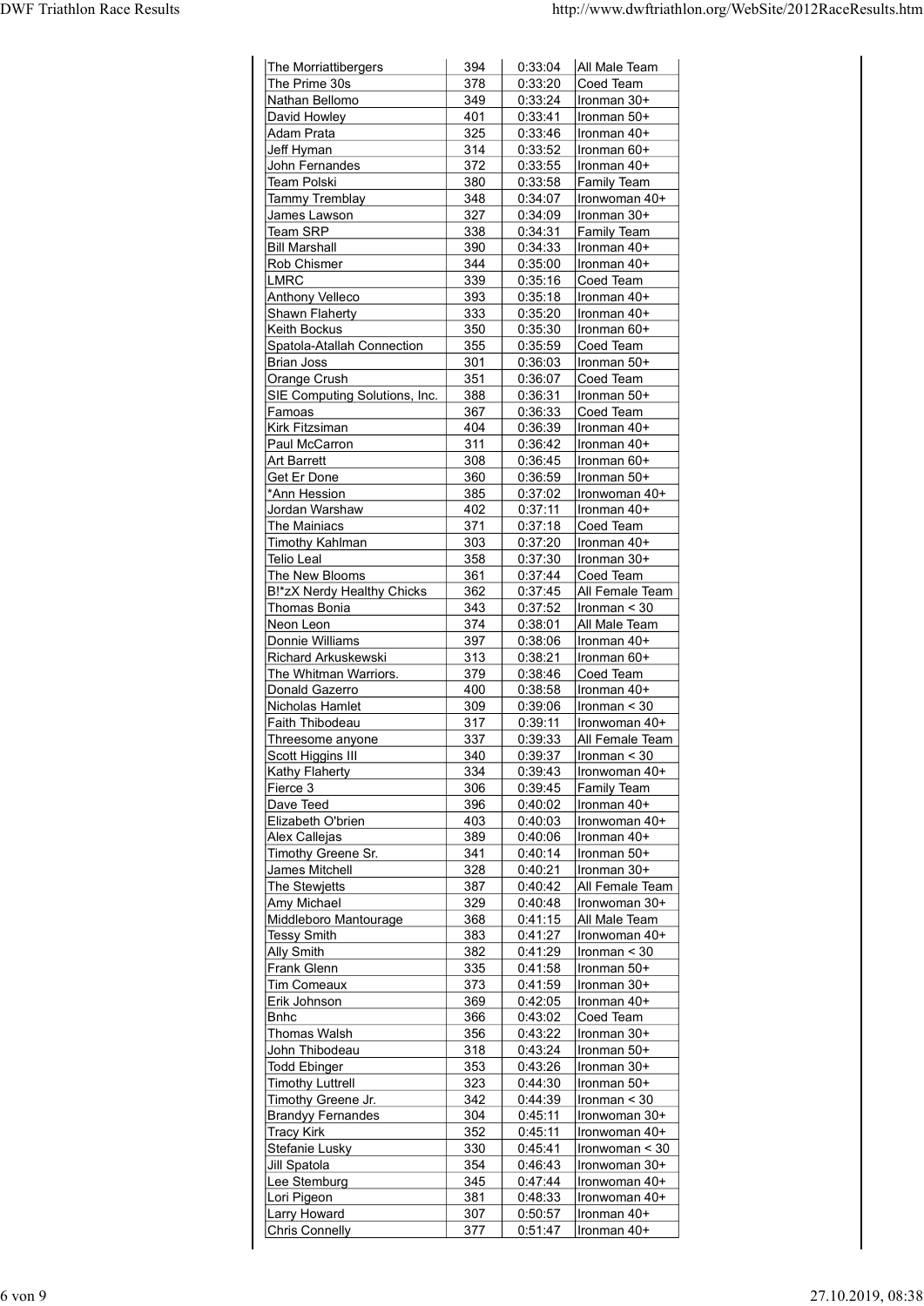| | | | |
|---|---|---|---|
| The Morriattibergers | 394 | 0:33:04 | All Male Team |
| The Prime 30s | 378 | 0:33:20 | Coed Team |
| Nathan Bellomo | 349 | 0:33:24 | Ironman 30+ |
| David Howley | 401 | 0:33:41 | Ironman 50+ |
| Adam Prata | 325 | 0:33:46 | Ironman 40+ |
| Jeff Hyman | 314 | 0:33:52 | Ironman 60+ |
| John Fernandes | 372 | 0:33:55 | Ironman 40+ |
| Team Polski | 380 | 0:33:58 | Family Team |
| Tammy Tremblay | 348 | 0:34:07 | Ironwoman 40+ |
| James Lawson | 327 | 0:34:09 | Ironman 30+ |
| Team SRP | 338 | 0:34:31 | Family Team |
| Bill Marshall | 390 | 0:34:33 | Ironman 40+ |
| Rob Chismer | 344 | 0:35:00 | Ironman 40+ |
| LMRC | 339 | 0:35:16 | Coed Team |
| Anthony Velleco | 393 | 0:35:18 | Ironman 40+ |
| Shawn Flaherty | 333 | 0:35:20 | Ironman 40+ |
| Keith Bockus | 350 | 0:35:30 | Ironman 60+ |
| Spatola-Atallah Connection | 355 | 0:35:59 | Coed Team |
| Brian Joss | 301 | 0:36:03 | Ironman 50+ |
| Orange Crush | 351 | 0:36:07 | Coed Team |
| SIE Computing Solutions, Inc. | 388 | 0:36:31 | Ironman 50+ |
| Famoas | 367 | 0:36:33 | Coed Team |
| Kirk Fitzsiman | 404 | 0:36:39 | Ironman 40+ |
| Paul McCarron | 311 | 0:36:42 | Ironman 40+ |
| Art Barrett | 308 | 0:36:45 | Ironman 60+ |
| Get Er Done | 360 | 0:36:59 | Ironman 50+ |
| *Ann Hession | 385 | 0:37:02 | Ironwoman 40+ |
| Jordan Warshaw | 402 | 0:37:11 | Ironman 40+ |
| The Mainiacs | 371 | 0:37:18 | Coed Team |
| Timothy Kahlman | 303 | 0:37:20 | Ironman 40+ |
| Telio Leal | 358 | 0:37:30 | Ironman 30+ |
| The New Blooms | 361 | 0:37:44 | Coed Team |
| B!*zX Nerdy Healthy Chicks | 362 | 0:37:45 | All Female Team |
| Thomas Bonia | 343 | 0:37:52 | Ironman < 30 |
| Neon Leon | 374 | 0:38:01 | All Male Team |
| Donnie Williams | 397 | 0:38:06 | Ironman 40+ |
| Richard Arkuskewski | 313 | 0:38:21 | Ironman 60+ |
| The Whitman Warriors. | 379 | 0:38:46 | Coed Team |
| Donald Gazerro | 400 | 0:38:58 | Ironman 40+ |
| Nicholas Hamlet | 309 | 0:39:06 | Ironman < 30 |
| Faith Thibodeau | 317 | 0:39:11 | Ironwoman 40+ |
| Threesome anyone | 337 | 0:39:33 | All Female Team |
| Scott Higgins III | 340 | 0:39:37 | Ironman < 30 |
| Kathy Flaherty | 334 | 0:39:43 | Ironwoman 40+ |
| Fierce 3 | 306 | 0:39:45 | Family Team |
| Dave Teed | 396 | 0:40:02 | Ironman 40+ |
| Elizabeth O'brien | 403 | 0:40:03 | Ironwoman 40+ |
| Alex Callejas | 389 | 0:40:06 | Ironman 40+ |
| Timothy Greene Sr. | 341 | 0:40:14 | Ironman 50+ |
| James Mitchell | 328 | 0:40:21 | Ironman 30+ |
| The Stewjetts | 387 | 0:40:42 | All Female Team |
| Amy Michael | 329 | 0:40:48 | Ironwoman 30+ |
| Middleboro Mantourage | 368 | 0:41:15 | All Male Team |
| Tessy Smith | 383 | 0:41:27 | Ironwoman 40+ |
| Ally Smith | 382 | 0:41:29 | Ironman < 30 |
| Frank Glenn | 335 | 0:41:58 | Ironman 50+ |
| Tim Comeaux | 373 | 0:41:59 | Ironman 30+ |
| Erik Johnson | 369 | 0:42:05 | Ironman 40+ |
| Bnhc | 366 | 0:43:02 | Coed Team |
| Thomas Walsh | 356 | 0:43:22 | Ironman 30+ |
| John Thibodeau | 318 | 0:43:24 | Ironman 50+ |
| Todd Ebinger | 353 | 0:43:26 | Ironman 30+ |
| Timothy Luttrell | 323 | 0:44:30 | Ironman 50+ |
| Timothy Greene Jr. | 342 | 0:44:39 | Ironman < 30 |
| Brandyy Fernandes | 304 | 0:45:11 | Ironwoman 30+ |
| Tracy Kirk | 352 | 0:45:11 | Ironwoman 40+ |
| Stefanie Lusky | 330 | 0:45:41 | Ironwoman < 30 |
| Jill Spatola | 354 | 0:46:43 | Ironwoman 30+ |
| Lee Stemburg | 345 | 0:47:44 | Ironwoman 40+ |
| Lori Pigeon | 381 | 0:48:33 | Ironwoman 40+ |
| Larry Howard | 307 | 0:50:57 | Ironman 40+ |
| Chris Connelly | 377 | 0:51:47 | Ironman 40+ |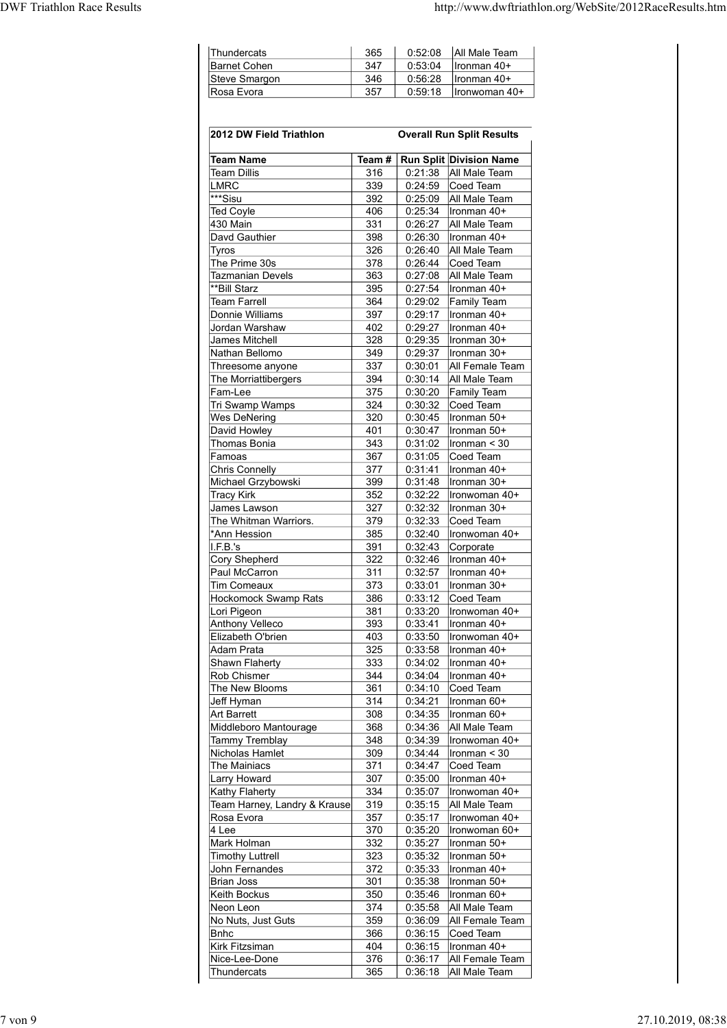| Thundercats | 365 | 0:52:08 | All Male Team |
|---|---|---|---|
| Barnet Cohen | 347 | 0:53:04 | Ironman 40+ |
| Steve Smargon | 346 | 0:56:28 | Ironman 40+ |
| Rosa Evora | 357 | 0:59:18 | Ironwoman 40+ |

**2012 DW Field Triathlon** **Overall Run Split Results**

| Team Name | Team # | Run Split | Division Name |
|---|---|---|---|
| Team Dillis | 316 | 0:21:38 | All Male Team |
| LMRC | 339 | 0:24:59 | Coed Team |
| ***Sisu | 392 | 0:25:09 | All Male Team |
| Ted Coyle | 406 | 0:25:34 | Ironman 40+ |
| 430 Main | 331 | 0:26:27 | All Male Team |
| Davd Gauthier | 398 | 0:26:30 | Ironman 40+ |
| Tyros | 326 | 0:26:40 | All Male Team |
| The Prime 30s | 378 | 0:26:44 | Coed Team |
| Tazmanian Devels | 363 | 0:27:08 | All Male Team |
| **Bill Starz | 395 | 0:27:54 | Ironman 40+ |
| Team Farrell | 364 | 0:29:02 | Family Team |
| Donnie Williams | 397 | 0:29:17 | Ironman 40+ |
| Jordan Warshaw | 402 | 0:29:27 | Ironman 40+ |
| James Mitchell | 328 | 0:29:35 | Ironman 30+ |
| Nathan Bellomo | 349 | 0:29:37 | Ironman 30+ |
| Threesome anyone | 337 | 0:30:01 | All Female Team |
| The Morriattibergers | 394 | 0:30:14 | All Male Team |
| Fam-Lee | 375 | 0:30:20 | Family Team |
| Tri Swamp Wamps | 324 | 0:30:32 | Coed Team |
| Wes DeNering | 320 | 0:30:45 | Ironman 50+ |
| David Howley | 401 | 0:30:47 | Ironman 50+ |
| Thomas Bonia | 343 | 0:31:02 | Ironman < 30 |
| Famoas | 367 | 0:31:05 | Coed Team |
| Chris Connelly | 377 | 0:31:41 | Ironman 40+ |
| Michael Grzybowski | 399 | 0:31:48 | Ironman 30+ |
| Tracy Kirk | 352 | 0:32:22 | Ironwoman 40+ |
| James Lawson | 327 | 0:32:32 | Ironman 30+ |
| The Whitman Warriors. | 379 | 0:32:33 | Coed Team |
| *Ann Hession | 385 | 0:32:40 | Ironwoman 40+ |
| I.F.B.'s | 391 | 0:32:43 | Corporate |
| Cory Shepherd | 322 | 0:32:46 | Ironman 40+ |
| Paul McCarron | 311 | 0:32:57 | Ironman 40+ |
| Tim Comeaux | 373 | 0:33:01 | Ironman 30+ |
| Hockomock Swamp Rats | 386 | 0:33:12 | Coed Team |
| Lori Pigeon | 381 | 0:33:20 | Ironwoman 40+ |
| Anthony Velleco | 393 | 0:33:41 | Ironman 40+ |
| Elizabeth O'brien | 403 | 0:33:50 | Ironwoman 40+ |
| Adam Prata | 325 | 0:33:58 | Ironman 40+ |
| Shawn Flaherty | 333 | 0:34:02 | Ironman 40+ |
| Rob Chismer | 344 | 0:34:04 | Ironman 40+ |
| The New Blooms | 361 | 0:34:10 | Coed Team |
| Jeff Hyman | 314 | 0:34:21 | Ironman 60+ |
| Art Barrett | 308 | 0:34:35 | Ironman 60+ |
| Middleboro Mantourage | 368 | 0:34:36 | All Male Team |
| Tammy Tremblay | 348 | 0:34:39 | Ironwoman 40+ |
| Nicholas Hamlet | 309 | 0:34:44 | Ironman < 30 |
| The Mainiacs | 371 | 0:34:47 | Coed Team |
| Larry Howard | 307 | 0:35:00 | Ironman 40+ |
| Kathy Flaherty | 334 | 0:35:07 | Ironwoman 40+ |
| Team Harney, Landry & Krause | 319 | 0:35:15 | All Male Team |
| Rosa Evora | 357 | 0:35:17 | Ironwoman 40+ |
| 4 Lee | 370 | 0:35:20 | Ironwoman 60+ |
| Mark Holman | 332 | 0:35:27 | Ironman 50+ |
| Timothy Luttrell | 323 | 0:35:32 | Ironman 50+ |
| John Fernandes | 372 | 0:35:33 | Ironman 40+ |
| Brian Joss | 301 | 0:35:38 | Ironman 50+ |
| Keith Bockus | 350 | 0:35:46 | Ironman 60+ |
| Neon Leon | 374 | 0:35:58 | All Male Team |
| No Nuts, Just Guts | 359 | 0:36:09 | All Female Team |
| Bnhc | 366 | 0:36:15 | Coed Team |
| Kirk Fitzsiman | 404 | 0:36:15 | Ironman 40+ |
| Nice-Lee-Done | 376 | 0:36:17 | All Female Team |
| Thundercats | 365 | 0:36:18 | All Male Team |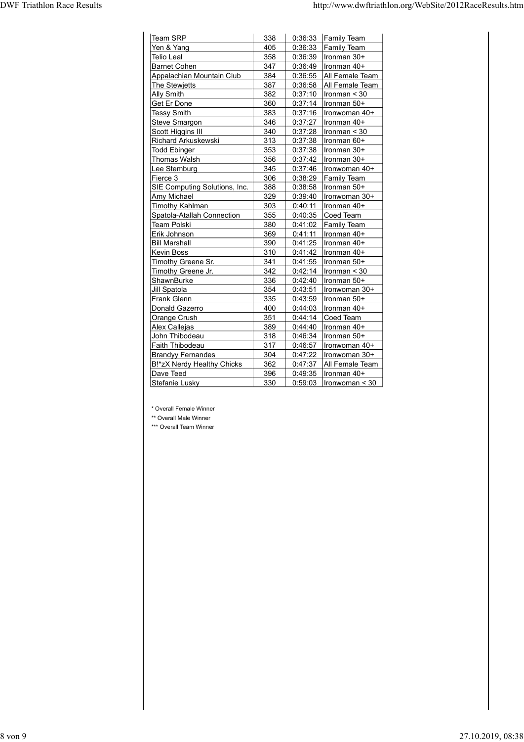| Team SRP | 338 | 0:36:33 | Family Team |
|---|---|---|---|
| Yen & Yang | 405 | 0:36:33 | Family Team |
| Telio Leal | 358 | 0:36:39 | Ironman 30+ |
| Barnet Cohen | 347 | 0:36:49 | Ironman 40+ |
| Appalachian Mountain Club | 384 | 0:36:55 | All Female Team |
| The Stewjetts | 387 | 0:36:58 | All Female Team |
| Ally Smith | 382 | 0:37:10 | Ironman < 30 |
| Get Er Done | 360 | 0:37:14 | Ironman 50+ |
| Tessy Smith | 383 | 0:37:16 | Ironwoman 40+ |
| Steve Smargon | 346 | 0:37:27 | Ironman 40+ |
| Scott Higgins III | 340 | 0:37:28 | Ironman < 30 |
| Richard Arkuskewski | 313 | 0:37:38 | Ironman 60+ |
| Todd Ebinger | 353 | 0:37:38 | Ironman 30+ |
| Thomas Walsh | 356 | 0:37:42 | Ironman 30+ |
| Lee Stemburg | 345 | 0:37:46 | Ironwoman 40+ |
| Fierce 3 | 306 | 0:38:29 | Family Team |
| SIE Computing Solutions, Inc. | 388 | 0:38:58 | Ironman 50+ |
| Amy Michael | 329 | 0:39:40 | Ironwoman 30+ |
| Timothy Kahlman | 303 | 0:40:11 | Ironman 40+ |
| Spatola-Atallah Connection | 355 | 0:40:35 | Coed Team |
| Team Polski | 380 | 0:41:02 | Family Team |
| Erik Johnson | 369 | 0:41:11 | Ironman 40+ |
| Bill Marshall | 390 | 0:41:25 | Ironman 40+ |
| Kevin Boss | 310 | 0:41:42 | Ironman 40+ |
| Timothy Greene Sr. | 341 | 0:41:55 | Ironman 50+ |
| Timothy Greene Jr. | 342 | 0:42:14 | Ironman < 30 |
| ShawnBurke | 336 | 0:42:40 | Ironman 50+ |
| Jill Spatola | 354 | 0:43:51 | Ironwoman 30+ |
| Frank Glenn | 335 | 0:43:59 | Ironman 50+ |
| Donald Gazerro | 400 | 0:44:03 | Ironman 40+ |
| Orange Crush | 351 | 0:44:14 | Coed Team |
| Alex Callejas | 389 | 0:44:40 | Ironman 40+ |
| John Thibodeau | 318 | 0:46:34 | Ironman 50+ |
| Faith Thibodeau | 317 | 0:46:57 | Ironwoman 40+ |
| Brandyy Fernandes | 304 | 0:47:22 | Ironwoman 30+ |
| B!*zX Nerdy Healthy Chicks | 362 | 0:47:37 | All Female Team |
| Dave Teed | 396 | 0:49:35 | Ironman 40+ |
| Stefanie Lusky | 330 | 0:59:03 | Ironwoman < 30 |

\* Overall Female Winner

\*\* Overall Male Winner

\*\*\* Overall Team Winner